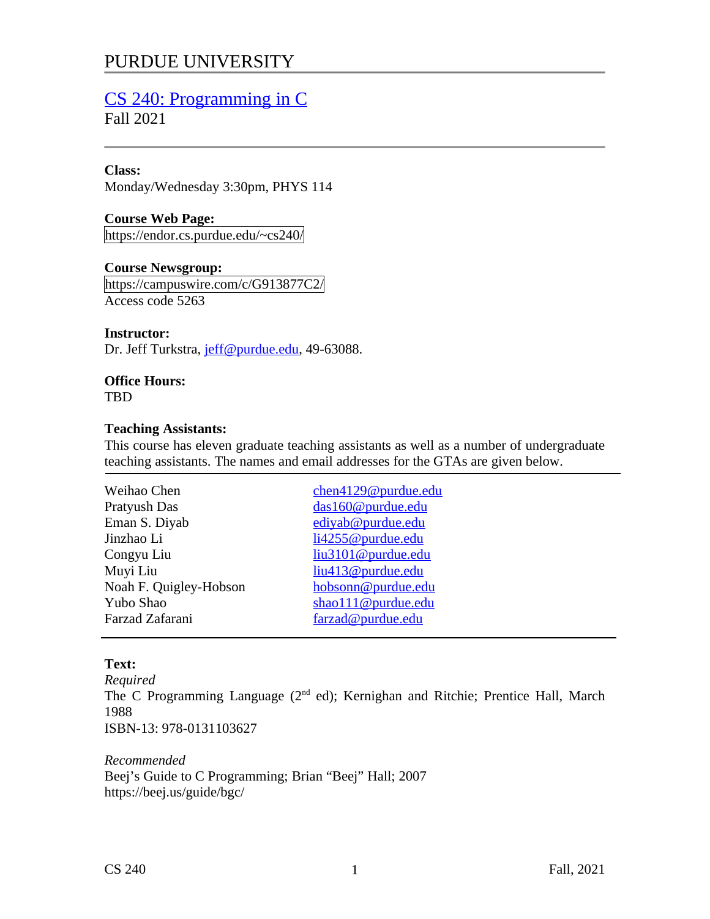# PURDUE UNIVERSITY

## CS 240: Programming in C

Fall 2021

**Class:**
Monday/Wednesday 3:30pm, PHYS 114

**Course Web Page:**
https://endor.cs.purdue.edu/~cs240/

**Course Newsgroup:**
https://campuswire.com/c/G913877C2/
Access code 5263

**Instructor:**
Dr. Jeff Turkstra, jeff@purdue.edu, 49-63088.

**Office Hours:**
TBD

**Teaching Assistants:**
This course has eleven graduate teaching assistants as well as a number of undergraduate teaching assistants. The names and email addresses for the GTAs are given below.

| | |
|---|---|
| Weihao Chen | chen4129@purdue.edu |
| Pratyush Das | das160@purdue.edu |
| Eman S. Diyab | ediyab@purdue.edu |
| Jinzhao Li | li4255@purdue.edu |
| Congyu Liu | liu3101@purdue.edu |
| Muyi Liu | liu413@purdue.edu |
| Noah F. Quigley-Hobson | hobsonn@purdue.edu |
| Yubo Shao | shao111@purdue.edu |
| Farzad Zafarani | farzad@purdue.edu |

**Text:**

*Required*
The C Programming Language (2nd ed); Kernighan and Ritchie; Prentice Hall, March 1988
ISBN-13: 978-0131103627

*Recommended*
Beej's Guide to C Programming; Brian "Beej" Hall; 2007
https://beej.us/guide/bgc/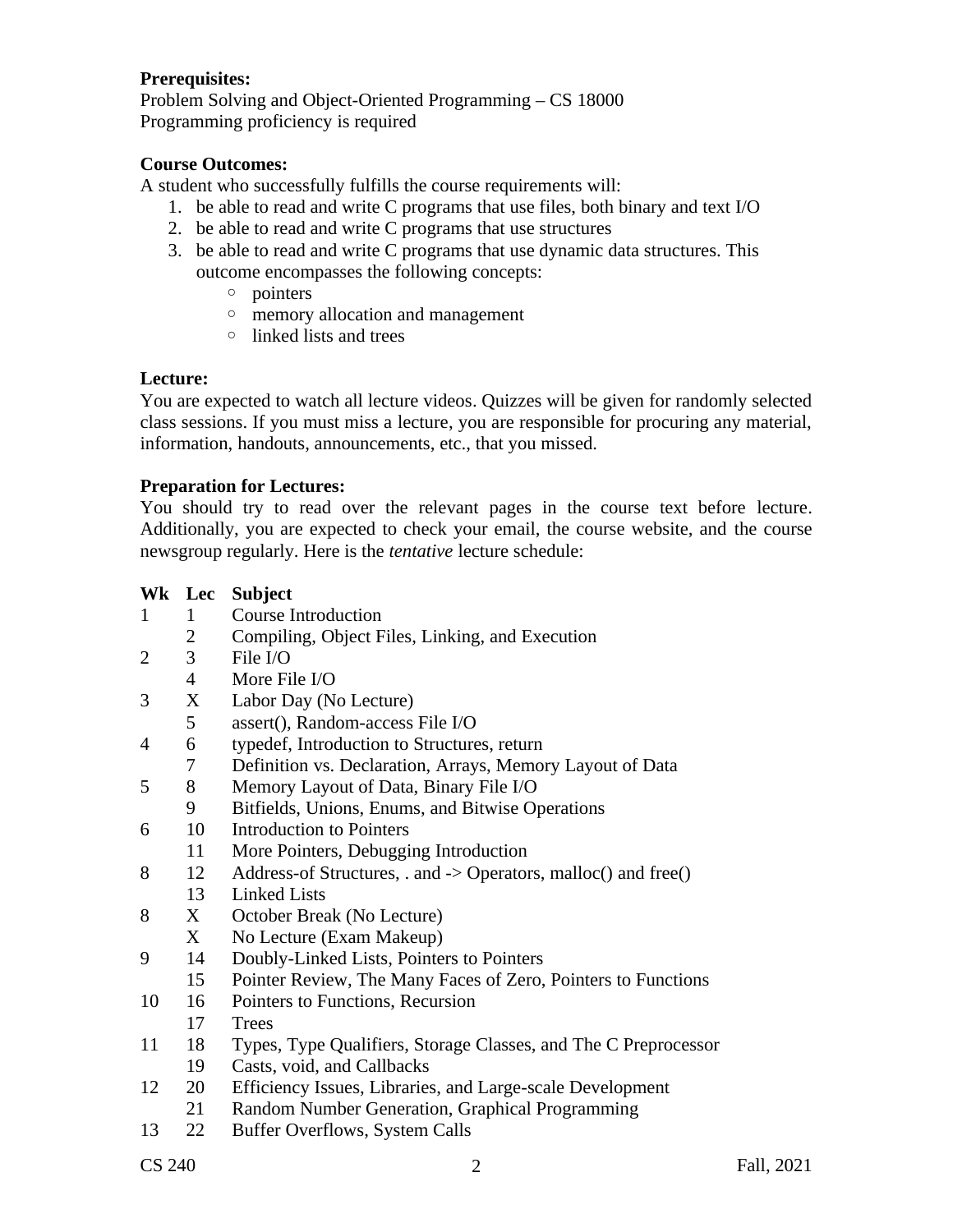**Prerequisites:**
Problem Solving and Object-Oriented Programming – CS 18000
Programming proficiency is required

**Course Outcomes:**
A student who successfully fulfills the course requirements will:

1. be able to read and write C programs that use files, both binary and text I/O
2. be able to read and write C programs that use structures
3. be able to read and write C programs that use dynamic data structures. This outcome encompasses the following concepts:
    - pointers
    - memory allocation and management
    - linked lists and trees

**Lecture:**
You are expected to watch all lecture videos. Quizzes will be given for randomly selected class sessions. If you must miss a lecture, you are responsible for procuring any material, information, handouts, announcements, etc., that you missed.

**Preparation for Lectures:**
You should try to read over the relevant pages in the course text before lecture. Additionally, you are expected to check your email, the course website, and the course newsgroup regularly. Here is the *tentative* lecture schedule:

| Wk | Lec | Subject |
|---|---|---|
| 1 | 1 | Course Introduction |
| | 2 | Compiling, Object Files, Linking, and Execution |
| 2 | 3 | File I/O |
| | 4 | More File I/O |
| 3 | X | Labor Day (No Lecture) |
| | 5 | assert(), Random-access File I/O |
| 4 | 6 | typedef, Introduction to Structures, return |
| | 7 | Definition vs. Declaration, Arrays, Memory Layout of Data |
| 5 | 8 | Memory Layout of Data, Binary File I/O |
| | 9 | Bitfields, Unions, Enums, and Bitwise Operations |
| 6 | 10 | Introduction to Pointers |
| | 11 | More Pointers, Debugging Introduction |
| 8 | 12 | Address-of Structures, . and -> Operators, malloc() and free() |
| | 13 | Linked Lists |
| 8 | X | October Break (No Lecture) |
| | X | No Lecture (Exam Makeup) |
| 9 | 14 | Doubly-Linked Lists, Pointers to Pointers |
| | 15 | Pointer Review, The Many Faces of Zero, Pointers to Functions |
| 10 | 16 | Pointers to Functions, Recursion |
| | 17 | Trees |
| 11 | 18 | Types, Type Qualifiers, Storage Classes, and The C Preprocessor |
| | 19 | Casts, void, and Callbacks |
| 12 | 20 | Efficiency Issues, Libraries, and Large-scale Development |
| | 21 | Random Number Generation, Graphical Programming |
| 13 | 22 | Buffer Overflows, System Calls |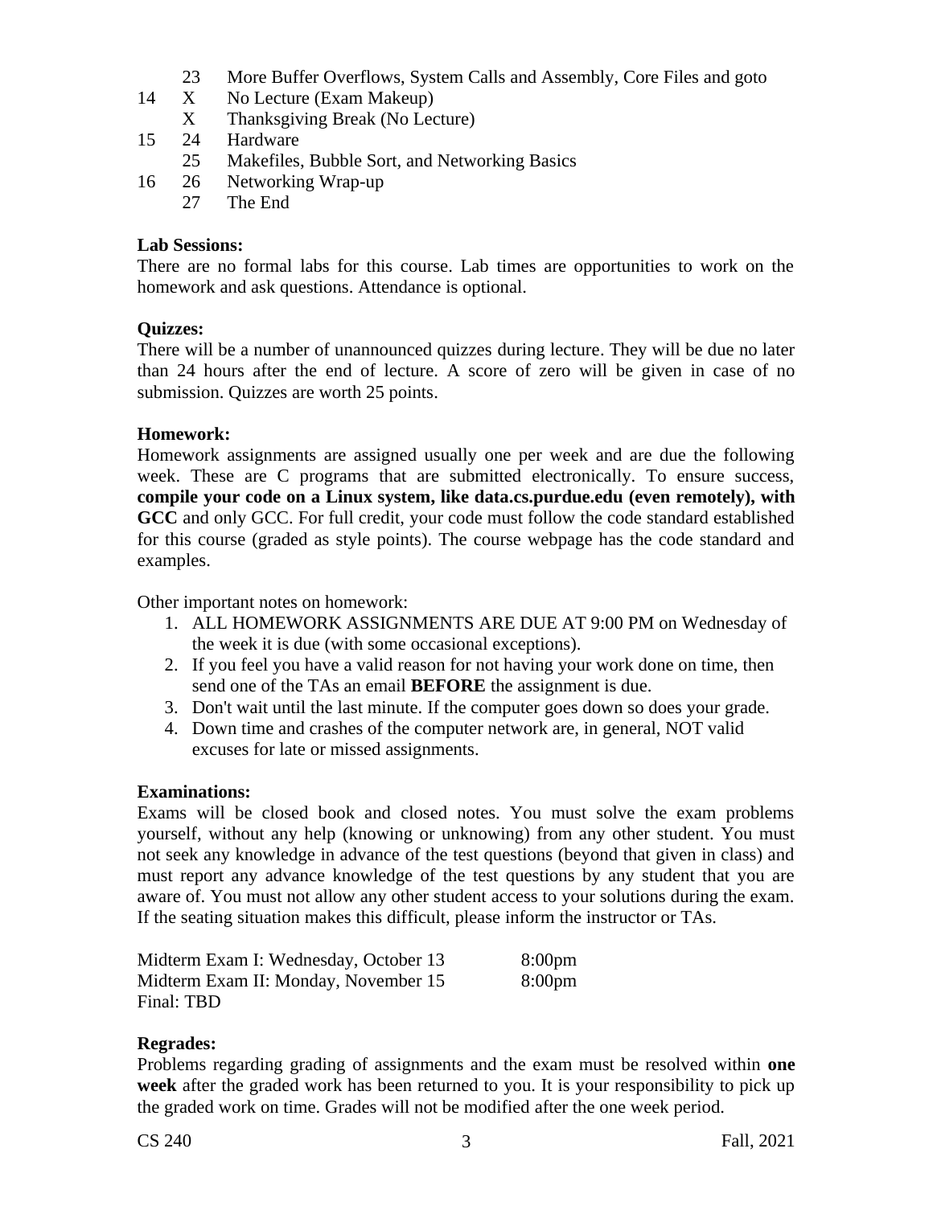| Week | Lecture | Topic |
|---|---|---|
| | 23 | More Buffer Overflows, System Calls and Assembly, Core Files and goto |
| 14 | X | No Lecture (Exam Makeup) |
| | X | Thanksgiving Break (No Lecture) |
| 15 | 24 | Hardware |
| | 25 | Makefiles, Bubble Sort, and Networking Basics |
| 16 | 26 | Networking Wrap-up |
| | 27 | The End |

**Lab Sessions:**
There are no formal labs for this course. Lab times are opportunities to work on the homework and ask questions. Attendance is optional.

**Quizzes:**
There will be a number of unannounced quizzes during lecture. They will be due no later than 24 hours after the end of lecture. A score of zero will be given in case of no submission. Quizzes are worth 25 points.

**Homework:**
Homework assignments are assigned usually one per week and are due the following week. These are C programs that are submitted electronically. To ensure success, **compile your code on a Linux system, like data.cs.purdue.edu (even remotely), with GCC** and only GCC. For full credit, your code must follow the code standard established for this course (graded as style points). The course webpage has the code standard and examples.

Other important notes on homework:

1. ALL HOMEWORK ASSIGNMENTS ARE DUE AT 9:00 PM on Wednesday of the week it is due (with some occasional exceptions).
2. If you feel you have a valid reason for not having your work done on time, then send one of the TAs an email **BEFORE** the assignment is due.
3. Don't wait until the last minute. If the computer goes down so does your grade.
4. Down time and crashes of the computer network are, in general, NOT valid excuses for late or missed assignments.

**Examinations:**
Exams will be closed book and closed notes. You must solve the exam problems yourself, without any help (knowing or unknowing) from any other student. You must not seek any knowledge in advance of the test questions (beyond that given in class) and must report any advance knowledge of the test questions by any student that you are aware of. You must not allow any other student access to your solutions during the exam. If the seating situation makes this difficult, please inform the instructor or TAs.

| | |
|---|---|
| Midterm Exam I: Wednesday, October 13 | 8:00pm |
| Midterm Exam II: Monday, November 15 | 8:00pm |
| Final: TBD | |

**Regrades:**
Problems regarding grading of assignments and the exam must be resolved within **one week** after the graded work has been returned to you. It is your responsibility to pick up the graded work on time. Grades will not be modified after the one week period.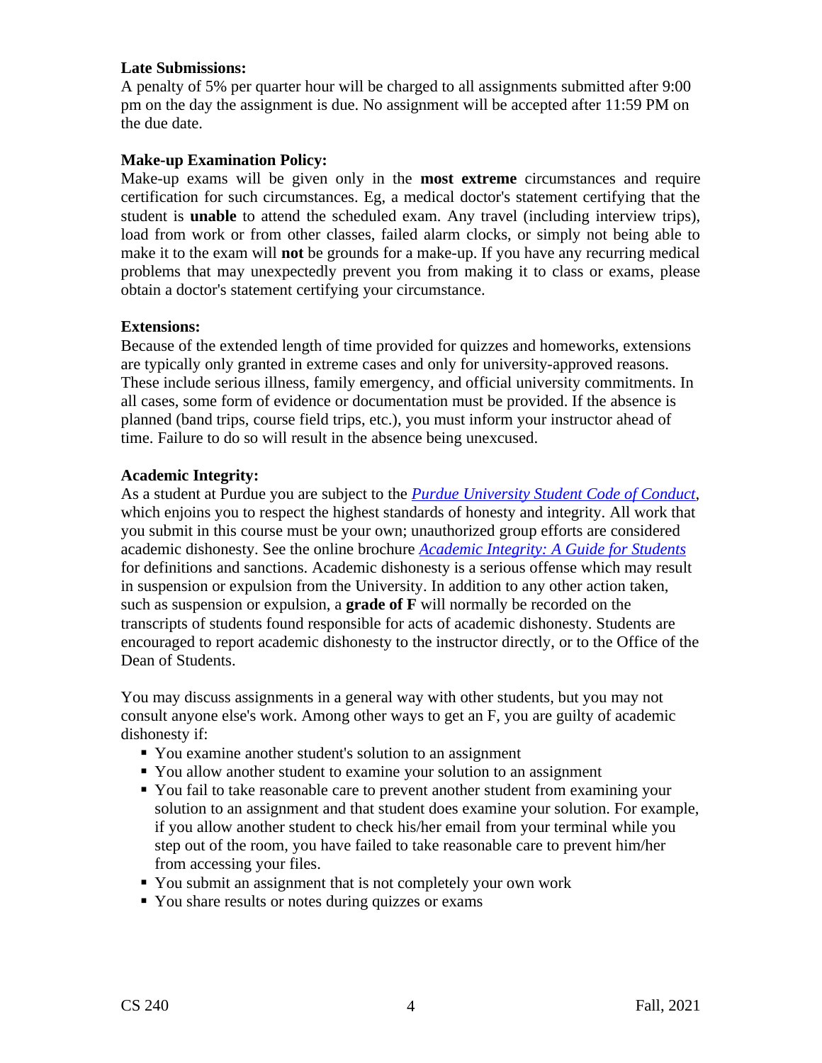**Late Submissions:**

A penalty of 5% per quarter hour will be charged to all assignments submitted after 9:00 pm on the day the assignment is due. No assignment will be accepted after 11:59 PM on the due date.

**Make-up Examination Policy:**

Make-up exams will be given only in the **most extreme** circumstances and require certification for such circumstances. Eg, a medical doctor's statement certifying that the student is **unable** to attend the scheduled exam. Any travel (including interview trips), load from work or from other classes, failed alarm clocks, or simply not being able to make it to the exam will **not** be grounds for a make-up. If you have any recurring medical problems that may unexpectedly prevent you from making it to class or exams, please obtain a doctor's statement certifying your circumstance.

**Extensions:**

Because of the extended length of time provided for quizzes and homeworks, extensions are typically only granted in extreme cases and only for university-approved reasons. These include serious illness, family emergency, and official university commitments. In all cases, some form of evidence or documentation must be provided. If the absence is planned (band trips, course field trips, etc.), you must inform your instructor ahead of time. Failure to do so will result in the absence being unexcused.

**Academic Integrity:**

As a student at Purdue you are subject to the *Purdue University Student Code of Conduct*, which enjoins you to respect the highest standards of honesty and integrity. All work that you submit in this course must be your own; unauthorized group efforts are considered academic dishonesty. See the online brochure *Academic Integrity: A Guide for Students* for definitions and sanctions. Academic dishonesty is a serious offense which may result in suspension or expulsion from the University. In addition to any other action taken, such as suspension or expulsion, a **grade of F** will normally be recorded on the transcripts of students found responsible for acts of academic dishonesty. Students are encouraged to report academic dishonesty to the instructor directly, or to the Office of the Dean of Students.

You may discuss assignments in a general way with other students, but you may not consult anyone else's work. Among other ways to get an F, you are guilty of academic dishonesty if:

- You examine another student's solution to an assignment
- You allow another student to examine your solution to an assignment
- You fail to take reasonable care to prevent another student from examining your solution to an assignment and that student does examine your solution. For example, if you allow another student to check his/her email from your terminal while you step out of the room, you have failed to take reasonable care to prevent him/her from accessing your files.
- You submit an assignment that is not completely your own work
- You share results or notes during quizzes or exams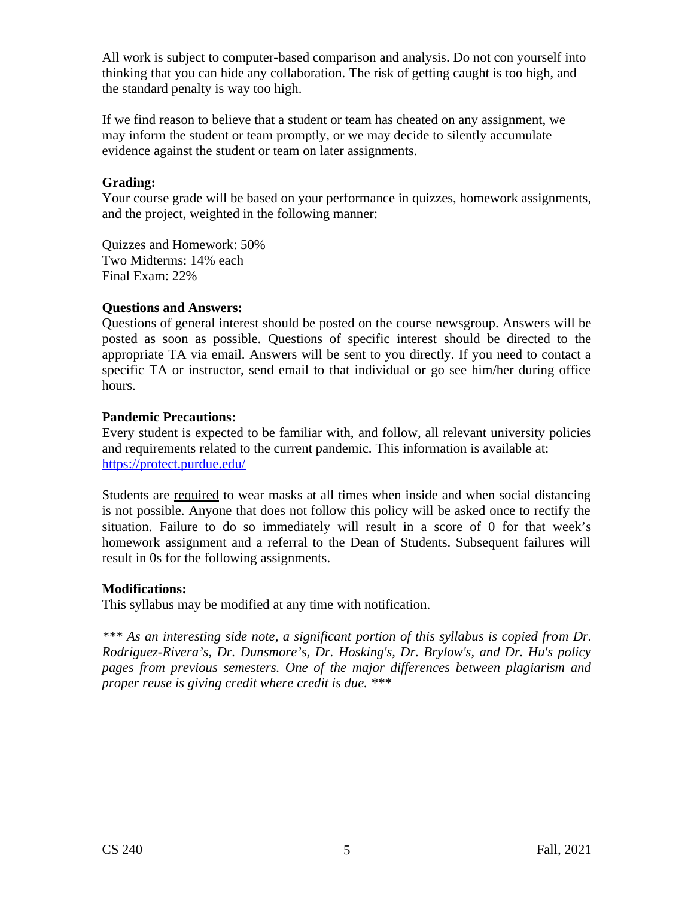All work is subject to computer-based comparison and analysis. Do not con yourself into thinking that you can hide any collaboration. The risk of getting caught is too high, and the standard penalty is way too high.

If we find reason to believe that a student or team has cheated on any assignment, we may inform the student or team promptly, or we may decide to silently accumulate evidence against the student or team on later assignments.

**Grading:**
Your course grade will be based on your performance in quizzes, homework assignments, and the project, weighted in the following manner:

Quizzes and Homework: 50%
Two Midterms: 14% each
Final Exam: 22%

**Questions and Answers:**
Questions of general interest should be posted on the course newsgroup. Answers will be posted as soon as possible. Questions of specific interest should be directed to the appropriate TA via email. Answers will be sent to you directly. If you need to contact a specific TA or instructor, send email to that individual or go see him/her during office hours.

**Pandemic Precautions:**
Every student is expected to be familiar with, and follow, all relevant university policies and requirements related to the current pandemic. This information is available at: [https://protect.purdue.edu/](https://protect.purdue.edu/)

Students are required to wear masks at all times when inside and when social distancing is not possible. Anyone that does not follow this policy will be asked once to rectify the situation. Failure to do so immediately will result in a score of 0 for that week's homework assignment and a referral to the Dean of Students. Subsequent failures will result in 0s for the following assignments.

**Modifications:**
This syllabus may be modified at any time with notification.

*\*\*\* As an interesting side note, a significant portion of this syllabus is copied from Dr. Rodriguez-Rivera's, Dr. Dunsmore's, Dr. Hosking's, Dr. Brylow's, and Dr. Hu's policy pages from previous semesters. One of the major differences between plagiarism and proper reuse is giving credit where credit is due. \*\*\**